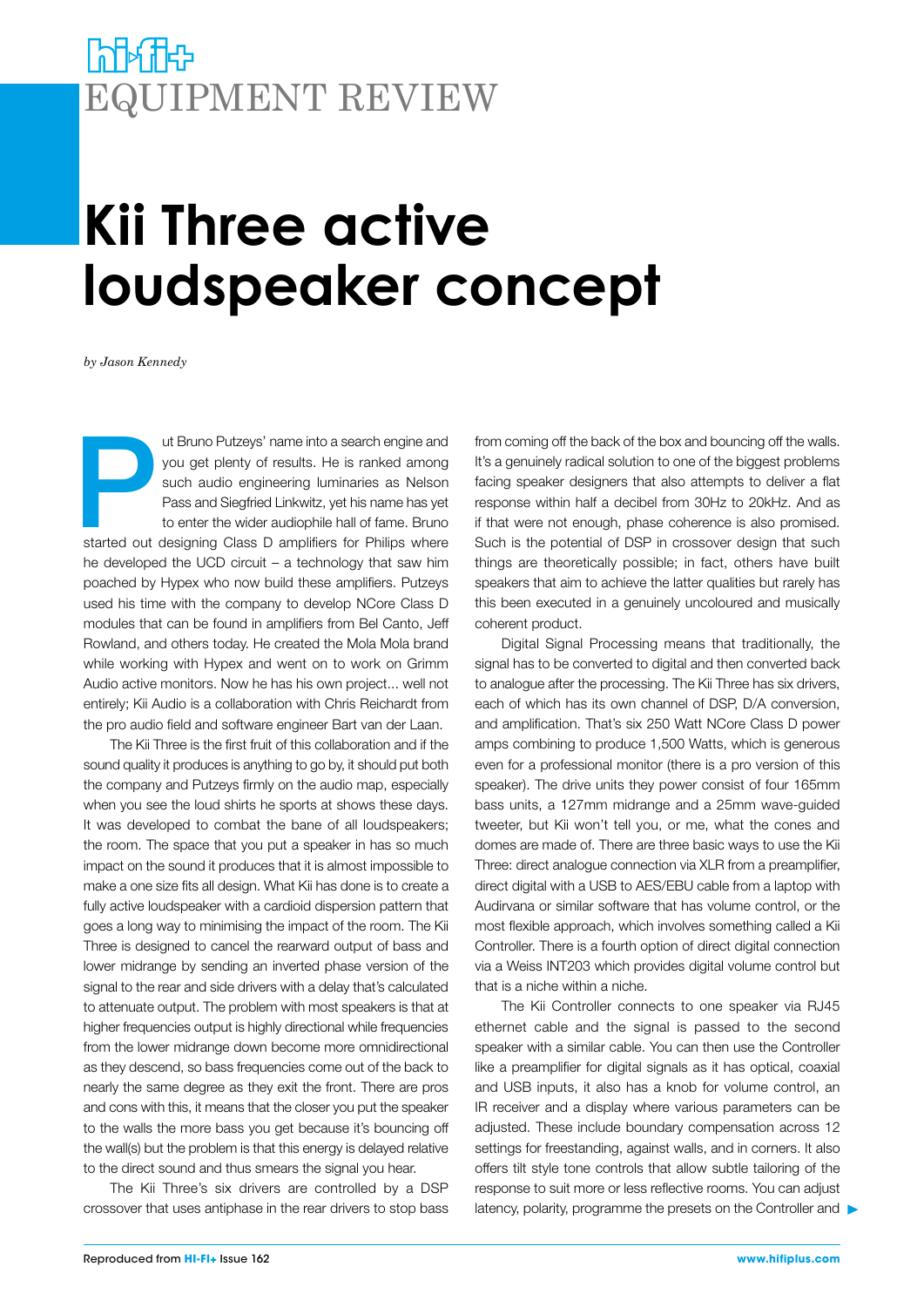# EQUIPMENT REVIEW

# Kii Three active loudspeaker concept

*by Jason Kennedy*

Put Bruno Putzeys' name into a search engine and you get plenty of results. He is ranked among such audio engineering luminaries as Nelson Pass and Siegfried Linkwitz, yet his name has yet to enter the wider audiophile hall of fame. Bruno started out designing Class D amplifiers for Philips where he developed the UCD circuit – a technology that saw him poached by Hypex who now build these amplifiers. Putzeys used his time with the company to develop NCore Class D modules that can be found in amplifiers from Bel Canto, Jeff Rowland, and others today. He created the Mola Mola brand while working with Hypex and went on to work on Grimm Audio active monitors. Now he has his own project... well not entirely; Kii Audio is a collaboration with Chris Reichardt from the pro audio field and software engineer Bart van der Laan.

The Kii Three is the first fruit of this collaboration and if the sound quality it produces is anything to go by, it should put both the company and Putzeys firmly on the audio map, especially when you see the loud shirts he sports at shows these days. It was developed to combat the bane of all loudspeakers; the room. The space that you put a speaker in has so much impact on the sound it produces that it is almost impossible to make a one size fits all design. What Kii has done is to create a fully active loudspeaker with a cardioid dispersion pattern that goes a long way to minimising the impact of the room. The Kii Three is designed to cancel the rearward output of bass and lower midrange by sending an inverted phase version of the signal to the rear and side drivers with a delay that's calculated to attenuate output. The problem with most speakers is that at higher frequencies output is highly directional while frequencies from the lower midrange down become more omnidirectional as they descend, so bass frequencies come out of the back to nearly the same degree as they exit the front. There are pros and cons with this, it means that the closer you put the speaker to the walls the more bass you get because it's bouncing off the wall(s) but the problem is that this energy is delayed relative to the direct sound and thus smears the signal you hear.

The Kii Three's six drivers are controlled by a DSP crossover that uses antiphase in the rear drivers to stop bass from coming off the back of the box and bouncing off the walls. It's a genuinely radical solution to one of the biggest problems facing speaker designers that also attempts to deliver a flat response within half a decibel from 30Hz to 20kHz. And as if that were not enough, phase coherence is also promised. Such is the potential of DSP in crossover design that such things are theoretically possible; in fact, others have built speakers that aim to achieve the latter qualities but rarely has this been executed in a genuinely uncoloured and musically coherent product.

Digital Signal Processing means that traditionally, the signal has to be converted to digital and then converted back to analogue after the processing. The Kii Three has six drivers, each of which has its own channel of DSP, D/A conversion, and amplification. That's six 250 Watt NCore Class D power amps combining to produce 1,500 Watts, which is generous even for a professional monitor (there is a pro version of this speaker). The drive units they power consist of four 165mm bass units, a 127mm midrange and a 25mm wave-guided tweeter, but Kii won't tell you, or me, what the cones and domes are made of. There are three basic ways to use the Kii Three: direct analogue connection via XLR from a preamplifier, direct digital with a USB to AES/EBU cable from a laptop with Audirvana or similar software that has volume control, or the most flexible approach, which involves something called a Kii Controller. There is a fourth option of direct digital connection via a Weiss INT203 which provides digital volume control but that is a niche within a niche.

The Kii Controller connects to one speaker via RJ45 ethernet cable and the signal is passed to the second speaker with a similar cable. You can then use the Controller like a preamplifier for digital signals as it has optical, coaxial and USB inputs, it also has a knob for volume control, an IR receiver and a display where various parameters can be adjusted. These include boundary compensation across 12 settings for freestanding, against walls, and in corners. It also offers tilt style tone controls that allow subtle tailoring of the response to suit more or less reflective rooms. You can adjust latency, polarity, programme the presets on the Controller and ▶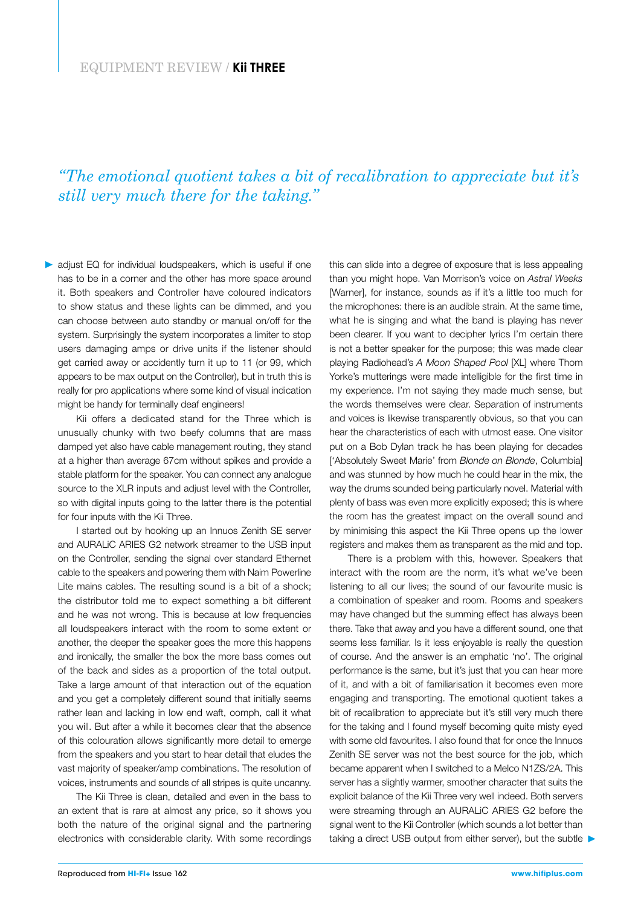*"The emotional quotient takes a bit of recalibration to appreciate but it's still very much there for the taking."*

adjust EQ for individual loudspeakers, which is useful if one has to be in a corner and the other has more space around it. Both speakers and Controller have coloured indicators to show status and these lights can be dimmed, and you can choose between auto standby or manual on/off for the system. Surprisingly the system incorporates a limiter to stop users damaging amps or drive units if the listener should get carried away or accidently turn it up to 11 (or 99, which appears to be max output on the Controller), but in truth this is really for pro applications where some kind of visual indication might be handy for terminally deaf engineers!

Kii offers a dedicated stand for the Three which is unusually chunky with two beefy columns that are mass damped yet also have cable management routing, they stand at a higher than average 67cm without spikes and provide a stable platform for the speaker. You can connect any analogue source to the XLR inputs and adjust level with the Controller, so with digital inputs going to the latter there is the potential for four inputs with the Kii Three.

I started out by hooking up an Innuos Zenith SE server and AURALiC ARIES G2 network streamer to the USB input on the Controller, sending the signal over standard Ethernet cable to the speakers and powering them with Naim Powerline Lite mains cables. The resulting sound is a bit of a shock; the distributor told me to expect something a bit different and he was not wrong. This is because at low frequencies all loudspeakers interact with the room to some extent or another, the deeper the speaker goes the more this happens and ironically, the smaller the box the more bass comes out of the back and sides as a proportion of the total output. Take a large amount of that interaction out of the equation and you get a completely different sound that initially seems rather lean and lacking in low end waft, oomph, call it what you will. But after a while it becomes clear that the absence of this colouration allows significantly more detail to emerge from the speakers and you start to hear detail that eludes the vast majority of speaker/amp combinations. The resolution of voices, instruments and sounds of all stripes is quite uncanny.

The Kii Three is clean, detailed and even in the bass to an extent that is rare at almost any price, so it shows you both the nature of the original signal and the partnering electronics with considerable clarity. With some recordings this can slide into a degree of exposure that is less appealing than you might hope. Van Morrison's voice on *Astral Weeks* [Warner], for instance, sounds as if it's a little too much for the microphones: there is an audible strain. At the same time, what he is singing and what the band is playing has never been clearer. If you want to decipher lyrics I'm certain there is not a better speaker for the purpose; this was made clear playing Radiohead's *A Moon Shaped Pool* [XL] where Thom Yorke's mutterings were made intelligible for the first time in my experience. I'm not saying they made much sense, but the words themselves were clear. Separation of instruments and voices is likewise transparently obvious, so that you can hear the characteristics of each with utmost ease. One visitor put on a Bob Dylan track he has been playing for decades ['Absolutely Sweet Marie' from *Blonde on Blonde*, Columbia] and was stunned by how much he could hear in the mix, the way the drums sounded being particularly novel. Material with plenty of bass was even more explicitly exposed; this is where the room has the greatest impact on the overall sound and by minimising this aspect the Kii Three opens up the lower registers and makes them as transparent as the mid and top.

There is a problem with this, however. Speakers that interact with the room are the norm, it's what we've been listening to all our lives; the sound of our favourite music is a combination of speaker and room. Rooms and speakers may have changed but the summing effect has always been there. Take that away and you have a different sound, one that seems less familiar. Is it less enjoyable is really the question of course. And the answer is an emphatic 'no'. The original performance is the same, but it's just that you can hear more of it, and with a bit of familiarisation it becomes even more engaging and transporting. The emotional quotient takes a bit of recalibration to appreciate but it's still very much there for the taking and I found myself becoming quite misty eyed with some old favourites. I also found that for once the Innuos Zenith SE server was not the best source for the job, which became apparent when I switched to a Melco N1ZS/2A. This server has a slightly warmer, smoother character that suits the explicit balance of the Kii Three very well indeed. Both servers were streaming through an AURALiC ARIES G2 before the signal went to the Kii Controller (which sounds a lot better than taking a direct USB output from either server), but the subtle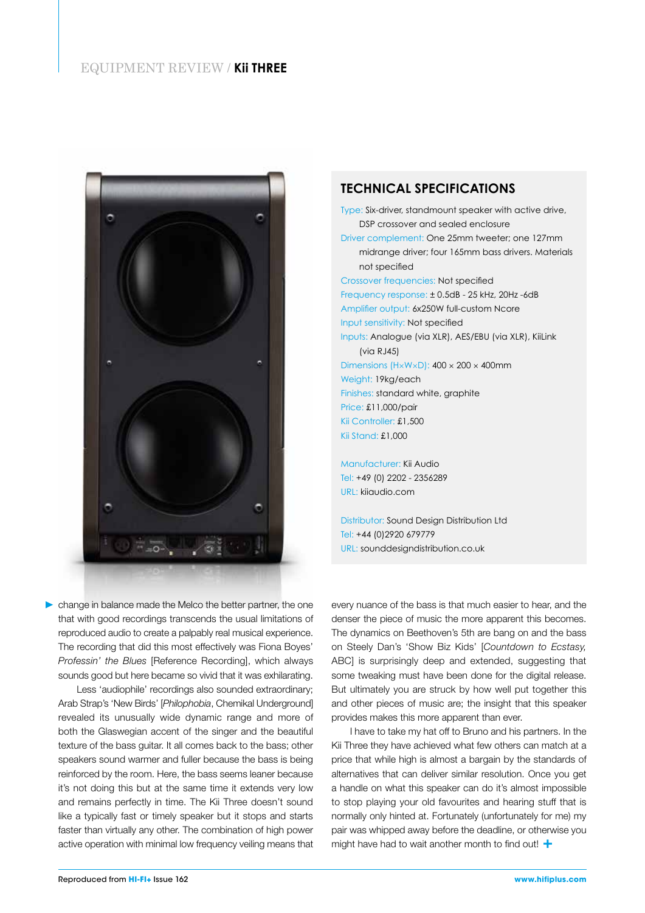## TECHNICAL SPECIFICATIONS

Type: Six-driver, standmount speaker with active drive, DSP crossover and sealed enclosure

Driver complement: One 25mm tweeter; one 127mm midrange driver; four 165mm bass drivers. Materials not specified

Crossover frequencies: Not specified

Frequency response: ± 0.5dB - 25 kHz, 20Hz -6dB

Amplifier output: 6x250W full-custom Ncore

Input sensitivity: Not specified

Inputs: Analogue (via XLR), AES/EBU (via XLR), KiiLink (via RJ45)

Dimensions (H×W×D): 400 × 200 × 400mm

Weight: 19kg/each

Finishes: standard white, graphite

Price: £11,000/pair

Kii Controller: £1,500

Kii Stand: £1,000

Manufacturer: Kii Audio

Tel: +49 (0) 2202 - 2356289

URL: kiiaudio.com

Distributor: Sound Design Distribution Ltd

Tel: +44 (0)2920 679779

URL: sounddesigndistribution.co.uk

change in balance made the Melco the better partner, the one that with good recordings transcends the usual limitations of reproduced audio to create a palpably real musical experience. The recording that did this most effectively was Fiona Boyes' *Professin' the Blues* [Reference Recording], which always sounds good but here became so vivid that it was exhilarating.

Less 'audiophile' recordings also sounded extraordinary; Arab Strap's 'New Birds' [*Philophobia*, Chemikal Underground] revealed its unusually wide dynamic range and more of both the Glaswegian accent of the singer and the beautiful texture of the bass guitar. It all comes back to the bass; other speakers sound warmer and fuller because the bass is being reinforced by the room. Here, the bass seems leaner because it's not doing this but at the same time it extends very low and remains perfectly in time. The Kii Three doesn't sound like a typically fast or timely speaker but it stops and starts faster than virtually any other. The combination of high power active operation with minimal low frequency veiling means that every nuance of the bass is that much easier to hear, and the denser the piece of music the more apparent this becomes. The dynamics on Beethoven's 5th are bang on and the bass on Steely Dan's 'Show Biz Kids' [*Countdown to Ecstasy*, ABC] is surprisingly deep and extended, suggesting that some tweaking must have been done for the digital release. But ultimately you are struck by how well put together this and other pieces of music are; the insight that this speaker provides makes this more apparent than ever.

I have to take my hat off to Bruno and his partners. In the Kii Three they have achieved what few others can match at a price that while high is almost a bargain by the standards of alternatives that can deliver similar resolution. Once you get a handle on what this speaker can do it's almost impossible to stop playing your old favourites and hearing stuff that is normally only hinted at. Fortunately (unfortunately for me) my pair was whipped away before the deadline, or otherwise you might have had to wait another month to find out! +